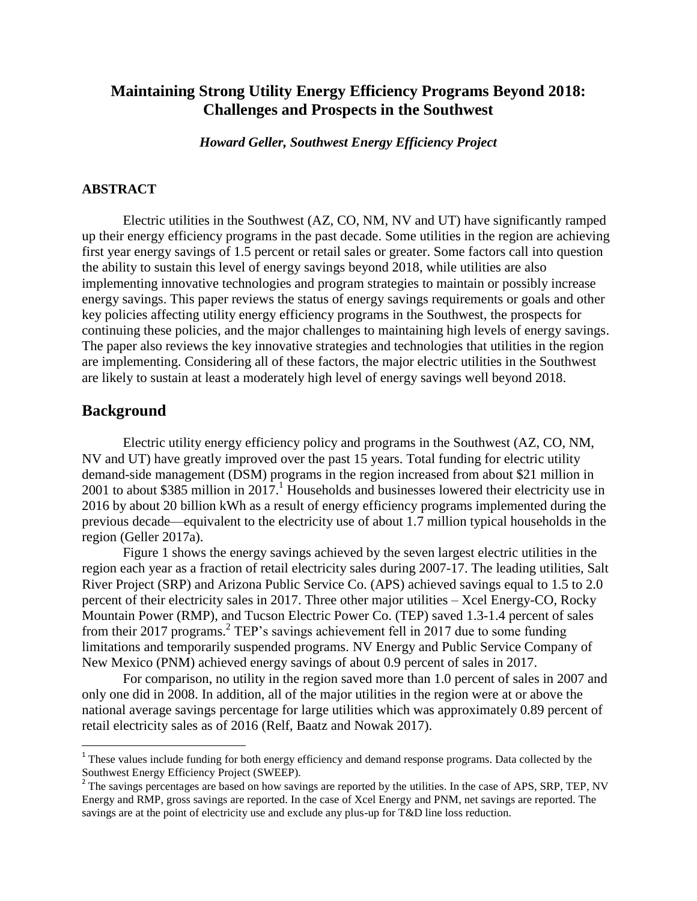# Maintaining Strong Utility Energy Efficiency Programs Beyond 2018: Challenges and Prospects in the Southwest

***Howard Geller, Southwest Energy Efficiency Project***

### ABSTRACT

Electric utilities in the Southwest (AZ, CO, NM, NV and UT) have significantly ramped up their energy efficiency programs in the past decade. Some utilities in the region are achieving first year energy savings of 1.5 percent or retail sales or greater. Some factors call into question the ability to sustain this level of energy savings beyond 2018, while utilities are also implementing innovative technologies and program strategies to maintain or possibly increase energy savings. This paper reviews the status of energy savings requirements or goals and other key policies affecting utility energy efficiency programs in the Southwest, the prospects for continuing these policies, and the major challenges to maintaining high levels of energy savings. The paper also reviews the key innovative strategies and technologies that utilities in the region are implementing. Considering all of these factors, the major electric utilities in the Southwest are likely to sustain at least a moderately high level of energy savings well beyond 2018.

## Background

Electric utility energy efficiency policy and programs in the Southwest (AZ, CO, NM, NV and UT) have greatly improved over the past 15 years. Total funding for electric utility demand-side management (DSM) programs in the region increased from about $21 million in 2001 to about $385 million in 2017.[1] Households and businesses lowered their electricity use in 2016 by about 20 billion kWh as a result of energy efficiency programs implemented during the previous decade—equivalent to the electricity use of about 1.7 million typical households in the region (Geller 2017a).

Figure 1 shows the energy savings achieved by the seven largest electric utilities in the region each year as a fraction of retail electricity sales during 2007-17. The leading utilities, Salt River Project (SRP) and Arizona Public Service Co. (APS) achieved savings equal to 1.5 to 2.0 percent of their electricity sales in 2017. Three other major utilities – Xcel Energy-CO, Rocky Mountain Power (RMP), and Tucson Electric Power Co. (TEP) saved 1.3-1.4 percent of sales from their 2017 programs.[2] TEP's savings achievement fell in 2017 due to some funding limitations and temporarily suspended programs. NV Energy and Public Service Company of New Mexico (PNM) achieved energy savings of about 0.9 percent of sales in 2017.

For comparison, no utility in the region saved more than 1.0 percent of sales in 2007 and only one did in 2008. In addition, all of the major utilities in the region were at or above the national average savings percentage for large utilities which was approximately 0.89 percent of retail electricity sales as of 2016 (Relf, Baatz and Nowak 2017).

[1] These values include funding for both energy efficiency and demand response programs. Data collected by the Southwest Energy Efficiency Project (SWEEP).

[2] The savings percentages are based on how savings are reported by the utilities. In the case of APS, SRP, TEP, NV Energy and RMP, gross savings are reported. In the case of Xcel Energy and PNM, net savings are reported. The savings are at the point of electricity use and exclude any plus-up for T&D line loss reduction.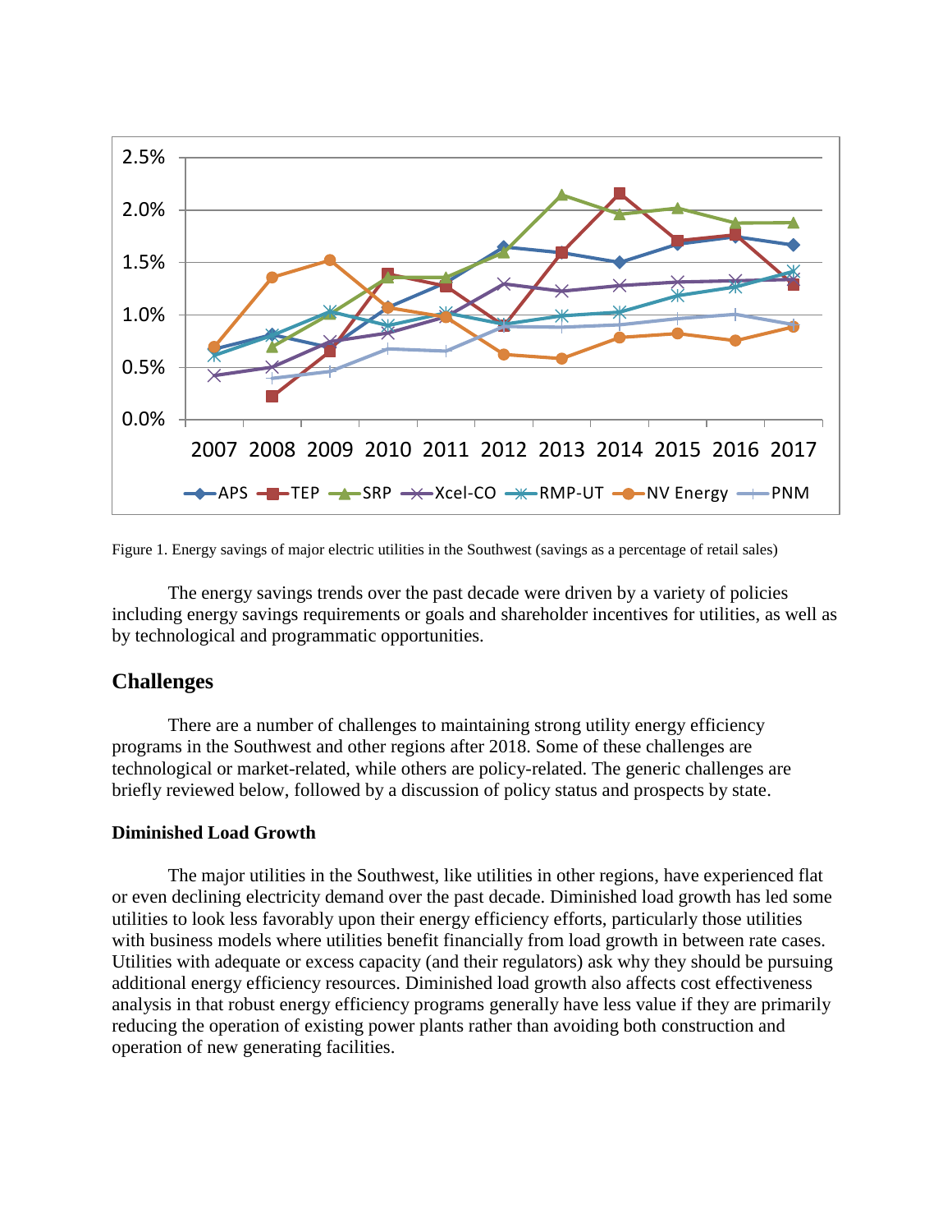Figure 1. Energy savings of major electric utilities in the Southwest (savings as a percentage of retail sales)

The energy savings trends over the past decade were driven by a variety of policies including energy savings requirements or goals and shareholder incentives for utilities, as well as by technological and programmatic opportunities.

## Challenges

There are a number of challenges to maintaining strong utility energy efficiency programs in the Southwest and other regions after 2018. Some of these challenges are technological or market-related, while others are policy-related. The generic challenges are briefly reviewed below, followed by a discussion of policy status and prospects by state.

### Diminished Load Growth

The major utilities in the Southwest, like utilities in other regions, have experienced flat or even declining electricity demand over the past decade. Diminished load growth has led some utilities to look less favorably upon their energy efficiency efforts, particularly those utilities with business models where utilities benefit financially from load growth in between rate cases. Utilities with adequate or excess capacity (and their regulators) ask why they should be pursuing additional energy efficiency resources. Diminished load growth also affects cost effectiveness analysis in that robust energy efficiency programs generally have less value if they are primarily reducing the operation of existing power plants rather than avoiding both construction and operation of new generating facilities.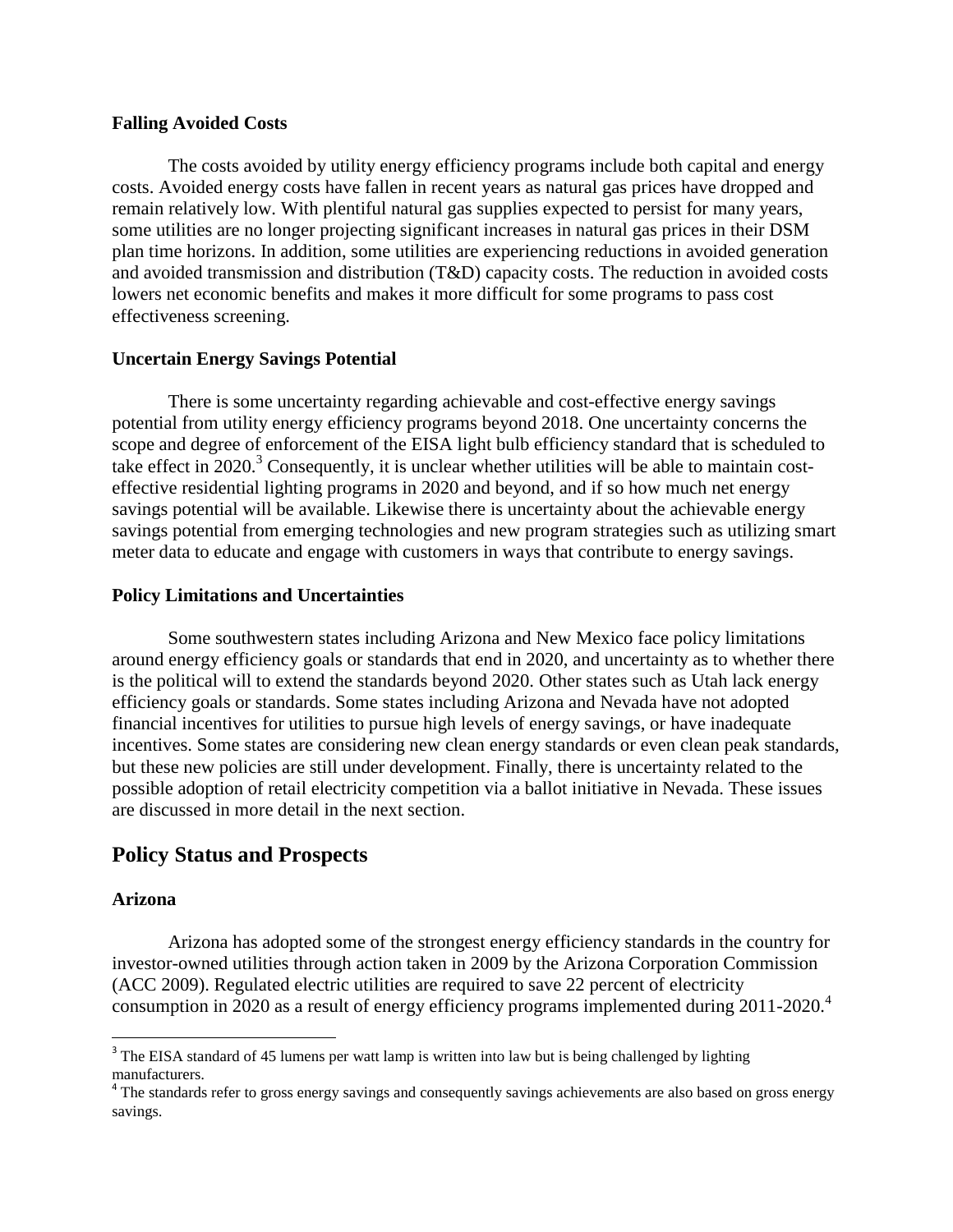### Falling Avoided Costs

The costs avoided by utility energy efficiency programs include both capital and energy costs. Avoided energy costs have fallen in recent years as natural gas prices have dropped and remain relatively low. With plentiful natural gas supplies expected to persist for many years, some utilities are no longer projecting significant increases in natural gas prices in their DSM plan time horizons. In addition, some utilities are experiencing reductions in avoided generation and avoided transmission and distribution (T&D) capacity costs. The reduction in avoided costs lowers net economic benefits and makes it more difficult for some programs to pass cost effectiveness screening.

### Uncertain Energy Savings Potential

There is some uncertainty regarding achievable and cost-effective energy savings potential from utility energy efficiency programs beyond 2018. One uncertainty concerns the scope and degree of enforcement of the EISA light bulb efficiency standard that is scheduled to take effect in 2020.[3] Consequently, it is unclear whether utilities will be able to maintain cost-effective residential lighting programs in 2020 and beyond, and if so how much net energy savings potential will be available. Likewise there is uncertainty about the achievable energy savings potential from emerging technologies and new program strategies such as utilizing smart meter data to educate and engage with customers in ways that contribute to energy savings.

### Policy Limitations and Uncertainties

Some southwestern states including Arizona and New Mexico face policy limitations around energy efficiency goals or standards that end in 2020, and uncertainty as to whether there is the political will to extend the standards beyond 2020. Other states such as Utah lack energy efficiency goals or standards. Some states including Arizona and Nevada have not adopted financial incentives for utilities to pursue high levels of energy savings, or have inadequate incentives. Some states are considering new clean energy standards or even clean peak standards, but these new policies are still under development. Finally, there is uncertainty related to the possible adoption of retail electricity competition via a ballot initiative in Nevada. These issues are discussed in more detail in the next section.

## Policy Status and Prospects

### Arizona

Arizona has adopted some of the strongest energy efficiency standards in the country for investor-owned utilities through action taken in 2009 by the Arizona Corporation Commission (ACC 2009). Regulated electric utilities are required to save 22 percent of electricity consumption in 2020 as a result of energy efficiency programs implemented during 2011-2020.[4]

[3] The EISA standard of 45 lumens per watt lamp is written into law but is being challenged by lighting manufacturers.

[4] The standards refer to gross energy savings and consequently savings achievements are also based on gross energy savings.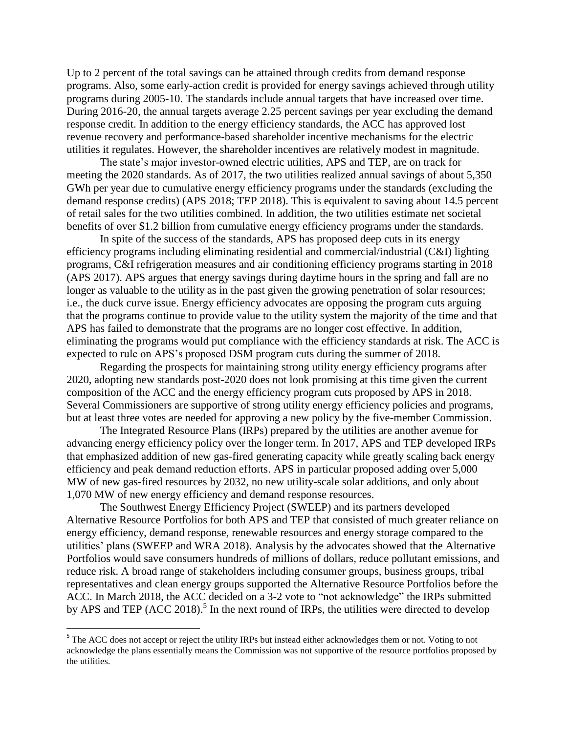Up to 2 percent of the total savings can be attained through credits from demand response programs. Also, some early-action credit is provided for energy savings achieved through utility programs during 2005-10. The standards include annual targets that have increased over time. During 2016-20, the annual targets average 2.25 percent savings per year excluding the demand response credit. In addition to the energy efficiency standards, the ACC has approved lost revenue recovery and performance-based shareholder incentive mechanisms for the electric utilities it regulates. However, the shareholder incentives are relatively modest in magnitude.

The state's major investor-owned electric utilities, APS and TEP, are on track for meeting the 2020 standards. As of 2017, the two utilities realized annual savings of about 5,350 GWh per year due to cumulative energy efficiency programs under the standards (excluding the demand response credits) (APS 2018; TEP 2018). This is equivalent to saving about 14.5 percent of retail sales for the two utilities combined. In addition, the two utilities estimate net societal benefits of over $1.2 billion from cumulative energy efficiency programs under the standards.

In spite of the success of the standards, APS has proposed deep cuts in its energy efficiency programs including eliminating residential and commercial/industrial (C&I) lighting programs, C&I refrigeration measures and air conditioning efficiency programs starting in 2018 (APS 2017). APS argues that energy savings during daytime hours in the spring and fall are no longer as valuable to the utility as in the past given the growing penetration of solar resources; i.e., the duck curve issue. Energy efficiency advocates are opposing the program cuts arguing that the programs continue to provide value to the utility system the majority of the time and that APS has failed to demonstrate that the programs are no longer cost effective. In addition, eliminating the programs would put compliance with the efficiency standards at risk. The ACC is expected to rule on APS's proposed DSM program cuts during the summer of 2018.

Regarding the prospects for maintaining strong utility energy efficiency programs after 2020, adopting new standards post-2020 does not look promising at this time given the current composition of the ACC and the energy efficiency program cuts proposed by APS in 2018. Several Commissioners are supportive of strong utility energy efficiency policies and programs, but at least three votes are needed for approving a new policy by the five-member Commission.

The Integrated Resource Plans (IRPs) prepared by the utilities are another avenue for advancing energy efficiency policy over the longer term. In 2017, APS and TEP developed IRPs that emphasized addition of new gas-fired generating capacity while greatly scaling back energy efficiency and peak demand reduction efforts. APS in particular proposed adding over 5,000 MW of new gas-fired resources by 2032, no new utility-scale solar additions, and only about 1,070 MW of new energy efficiency and demand response resources.

The Southwest Energy Efficiency Project (SWEEP) and its partners developed Alternative Resource Portfolios for both APS and TEP that consisted of much greater reliance on energy efficiency, demand response, renewable resources and energy storage compared to the utilities' plans (SWEEP and WRA 2018). Analysis by the advocates showed that the Alternative Portfolios would save consumers hundreds of millions of dollars, reduce pollutant emissions, and reduce risk. A broad range of stakeholders including consumer groups, business groups, tribal representatives and clean energy groups supported the Alternative Resource Portfolios before the ACC. In March 2018, the ACC decided on a 3-2 vote to "not acknowledge" the IRPs submitted by APS and TEP (ACC 2018).[5] In the next round of IRPs, the utilities were directed to develop

[5] The ACC does not accept or reject the utility IRPs but instead either acknowledges them or not. Voting to not acknowledge the plans essentially means the Commission was not supportive of the resource portfolios proposed by the utilities.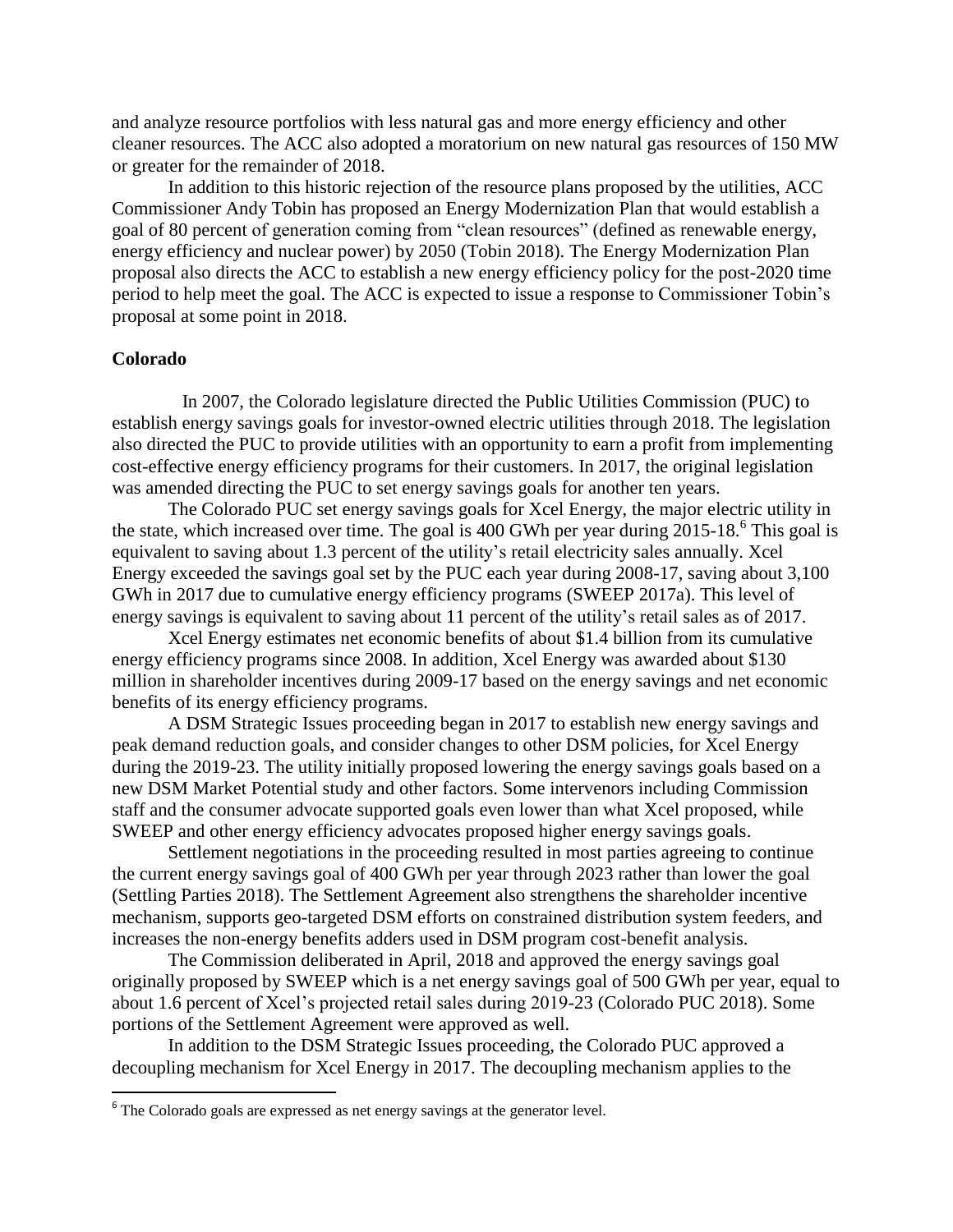and analyze resource portfolios with less natural gas and more energy efficiency and other cleaner resources. The ACC also adopted a moratorium on new natural gas resources of 150 MW or greater for the remainder of 2018.

In addition to this historic rejection of the resource plans proposed by the utilities, ACC Commissioner Andy Tobin has proposed an Energy Modernization Plan that would establish a goal of 80 percent of generation coming from "clean resources" (defined as renewable energy, energy efficiency and nuclear power) by 2050 (Tobin 2018). The Energy Modernization Plan proposal also directs the ACC to establish a new energy efficiency policy for the post-2020 time period to help meet the goal. The ACC is expected to issue a response to Commissioner Tobin's proposal at some point in 2018.

**Colorado**

In 2007, the Colorado legislature directed the Public Utilities Commission (PUC) to establish energy savings goals for investor-owned electric utilities through 2018. The legislation also directed the PUC to provide utilities with an opportunity to earn a profit from implementing cost-effective energy efficiency programs for their customers. In 2017, the original legislation was amended directing the PUC to set energy savings goals for another ten years.

The Colorado PUC set energy savings goals for Xcel Energy, the major electric utility in the state, which increased over time. The goal is 400 GWh per year during 2015-18.[6] This goal is equivalent to saving about 1.3 percent of the utility's retail electricity sales annually. Xcel Energy exceeded the savings goal set by the PUC each year during 2008-17, saving about 3,100 GWh in 2017 due to cumulative energy efficiency programs (SWEEP 2017a). This level of energy savings is equivalent to saving about 11 percent of the utility's retail sales as of 2017.

Xcel Energy estimates net economic benefits of about $1.4 billion from its cumulative energy efficiency programs since 2008. In addition, Xcel Energy was awarded about $130 million in shareholder incentives during 2009-17 based on the energy savings and net economic benefits of its energy efficiency programs.

A DSM Strategic Issues proceeding began in 2017 to establish new energy savings and peak demand reduction goals, and consider changes to other DSM policies, for Xcel Energy during the 2019-23. The utility initially proposed lowering the energy savings goals based on a new DSM Market Potential study and other factors. Some intervenors including Commission staff and the consumer advocate supported goals even lower than what Xcel proposed, while SWEEP and other energy efficiency advocates proposed higher energy savings goals.

Settlement negotiations in the proceeding resulted in most parties agreeing to continue the current energy savings goal of 400 GWh per year through 2023 rather than lower the goal (Settling Parties 2018). The Settlement Agreement also strengthens the shareholder incentive mechanism, supports geo-targeted DSM efforts on constrained distribution system feeders, and increases the non-energy benefits adders used in DSM program cost-benefit analysis.

The Commission deliberated in April, 2018 and approved the energy savings goal originally proposed by SWEEP which is a net energy savings goal of 500 GWh per year, equal to about 1.6 percent of Xcel's projected retail sales during 2019-23 (Colorado PUC 2018). Some portions of the Settlement Agreement were approved as well.

In addition to the DSM Strategic Issues proceeding, the Colorado PUC approved a decoupling mechanism for Xcel Energy in 2017. The decoupling mechanism applies to the

[6] The Colorado goals are expressed as net energy savings at the generator level.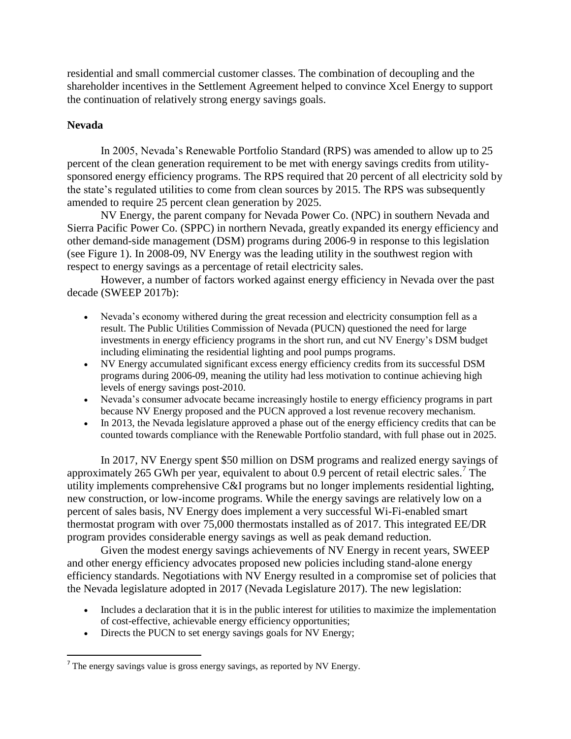residential and small commercial customer classes. The combination of decoupling and the shareholder incentives in the Settlement Agreement helped to convince Xcel Energy to support the continuation of relatively strong energy savings goals.

**Nevada**

In 2005, Nevada's Renewable Portfolio Standard (RPS) was amended to allow up to 25 percent of the clean generation requirement to be met with energy savings credits from utility-sponsored energy efficiency programs. The RPS required that 20 percent of all electricity sold by the state's regulated utilities to come from clean sources by 2015. The RPS was subsequently amended to require 25 percent clean generation by 2025.

NV Energy, the parent company for Nevada Power Co. (NPC) in southern Nevada and Sierra Pacific Power Co. (SPPC) in northern Nevada, greatly expanded its energy efficiency and other demand-side management (DSM) programs during 2006-9 in response to this legislation (see Figure 1). In 2008-09, NV Energy was the leading utility in the southwest region with respect to energy savings as a percentage of retail electricity sales.

However, a number of factors worked against energy efficiency in Nevada over the past decade (SWEEP 2017b):

- Nevada's economy withered during the great recession and electricity consumption fell as a result. The Public Utilities Commission of Nevada (PUCN) questioned the need for large investments in energy efficiency programs in the short run, and cut NV Energy's DSM budget including eliminating the residential lighting and pool pumps programs.
- NV Energy accumulated significant excess energy efficiency credits from its successful DSM programs during 2006-09, meaning the utility had less motivation to continue achieving high levels of energy savings post-2010.
- Nevada's consumer advocate became increasingly hostile to energy efficiency programs in part because NV Energy proposed and the PUCN approved a lost revenue recovery mechanism.
- In 2013, the Nevada legislature approved a phase out of the energy efficiency credits that can be counted towards compliance with the Renewable Portfolio standard, with full phase out in 2025.

In 2017, NV Energy spent $50 million on DSM programs and realized energy savings of approximately 265 GWh per year, equivalent to about 0.9 percent of retail electric sales.[7] The utility implements comprehensive C&I programs but no longer implements residential lighting, new construction, or low-income programs. While the energy savings are relatively low on a percent of sales basis, NV Energy does implement a very successful Wi-Fi-enabled smart thermostat program with over 75,000 thermostats installed as of 2017. This integrated EE/DR program provides considerable energy savings as well as peak demand reduction.

Given the modest energy savings achievements of NV Energy in recent years, SWEEP and other energy efficiency advocates proposed new policies including stand-alone energy efficiency standards. Negotiations with NV Energy resulted in a compromise set of policies that the Nevada legislature adopted in 2017 (Nevada Legislature 2017). The new legislation:

- Includes a declaration that it is in the public interest for utilities to maximize the implementation of cost-effective, achievable energy efficiency opportunities;
- Directs the PUCN to set energy savings goals for NV Energy;

[7] The energy savings value is gross energy savings, as reported by NV Energy.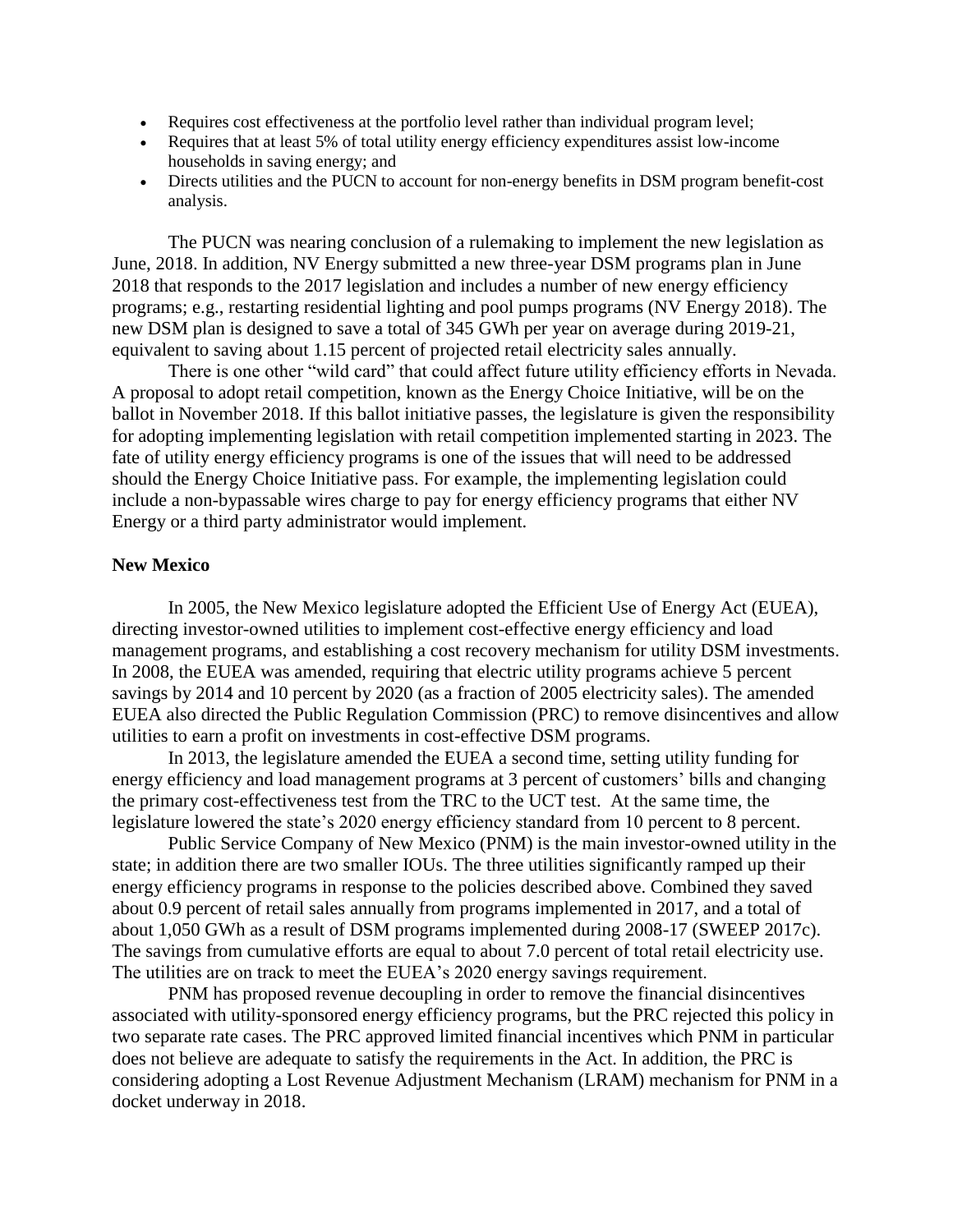- Requires cost effectiveness at the portfolio level rather than individual program level;
- Requires that at least 5% of total utility energy efficiency expenditures assist low-income households in saving energy; and
- Directs utilities and the PUCN to account for non-energy benefits in DSM program benefit-cost analysis.

The PUCN was nearing conclusion of a rulemaking to implement the new legislation as June, 2018. In addition, NV Energy submitted a new three-year DSM programs plan in June 2018 that responds to the 2017 legislation and includes a number of new energy efficiency programs; e.g., restarting residential lighting and pool pumps programs (NV Energy 2018). The new DSM plan is designed to save a total of 345 GWh per year on average during 2019-21, equivalent to saving about 1.15 percent of projected retail electricity sales annually.

There is one other "wild card" that could affect future utility efficiency efforts in Nevada. A proposal to adopt retail competition, known as the Energy Choice Initiative, will be on the ballot in November 2018. If this ballot initiative passes, the legislature is given the responsibility for adopting implementing legislation with retail competition implemented starting in 2023. The fate of utility energy efficiency programs is one of the issues that will need to be addressed should the Energy Choice Initiative pass. For example, the implementing legislation could include a non-bypassable wires charge to pay for energy efficiency programs that either NV Energy or a third party administrator would implement.

**New Mexico**

In 2005, the New Mexico legislature adopted the Efficient Use of Energy Act (EUEA), directing investor-owned utilities to implement cost-effective energy efficiency and load management programs, and establishing a cost recovery mechanism for utility DSM investments. In 2008, the EUEA was amended, requiring that electric utility programs achieve 5 percent savings by 2014 and 10 percent by 2020 (as a fraction of 2005 electricity sales). The amended EUEA also directed the Public Regulation Commission (PRC) to remove disincentives and allow utilities to earn a profit on investments in cost-effective DSM programs.

In 2013, the legislature amended the EUEA a second time, setting utility funding for energy efficiency and load management programs at 3 percent of customers' bills and changing the primary cost-effectiveness test from the TRC to the UCT test. At the same time, the legislature lowered the state's 2020 energy efficiency standard from 10 percent to 8 percent.

Public Service Company of New Mexico (PNM) is the main investor-owned utility in the state; in addition there are two smaller IOUs. The three utilities significantly ramped up their energy efficiency programs in response to the policies described above. Combined they saved about 0.9 percent of retail sales annually from programs implemented in 2017, and a total of about 1,050 GWh as a result of DSM programs implemented during 2008-17 (SWEEP 2017c). The savings from cumulative efforts are equal to about 7.0 percent of total retail electricity use. The utilities are on track to meet the EUEA's 2020 energy savings requirement.

PNM has proposed revenue decoupling in order to remove the financial disincentives associated with utility-sponsored energy efficiency programs, but the PRC rejected this policy in two separate rate cases. The PRC approved limited financial incentives which PNM in particular does not believe are adequate to satisfy the requirements in the Act. In addition, the PRC is considering adopting a Lost Revenue Adjustment Mechanism (LRAM) mechanism for PNM in a docket underway in 2018.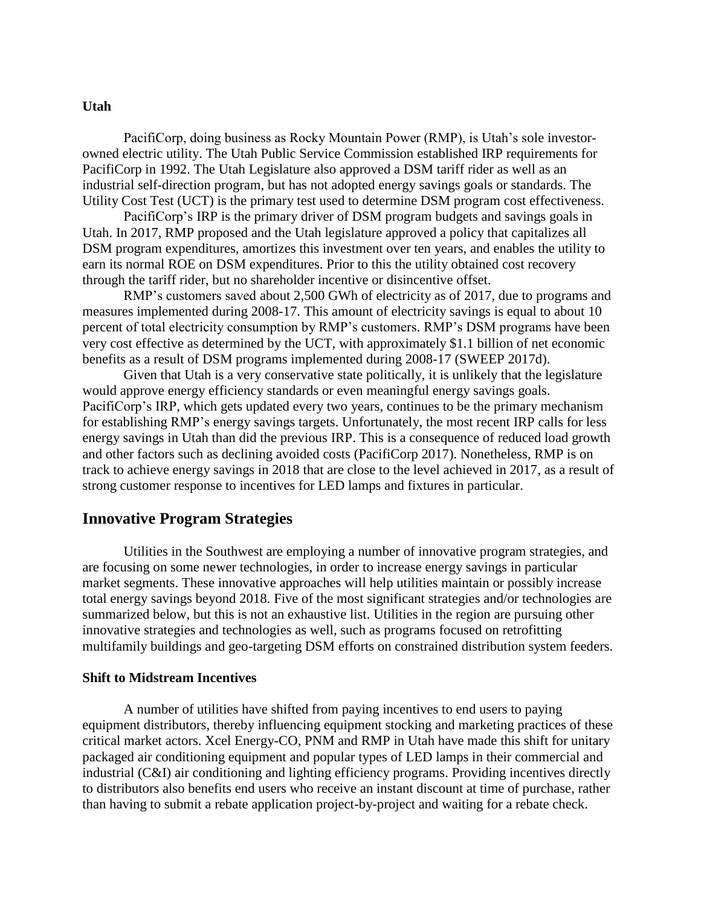### Utah

PacifiCorp, doing business as Rocky Mountain Power (RMP), is Utah's sole investor-owned electric utility. The Utah Public Service Commission established IRP requirements for PacifiCorp in 1992. The Utah Legislature also approved a DSM tariff rider as well as an industrial self-direction program, but has not adopted energy savings goals or standards. The Utility Cost Test (UCT) is the primary test used to determine DSM program cost effectiveness.

PacifiCorp's IRP is the primary driver of DSM program budgets and savings goals in Utah. In 2017, RMP proposed and the Utah legislature approved a policy that capitalizes all DSM program expenditures, amortizes this investment over ten years, and enables the utility to earn its normal ROE on DSM expenditures. Prior to this the utility obtained cost recovery through the tariff rider, but no shareholder incentive or disincentive offset.

RMP's customers saved about 2,500 GWh of electricity as of 2017, due to programs and measures implemented during 2008-17. This amount of electricity savings is equal to about 10 percent of total electricity consumption by RMP's customers. RMP's DSM programs have been very cost effective as determined by the UCT, with approximately $1.1 billion of net economic benefits as a result of DSM programs implemented during 2008-17 (SWEEP 2017d).

Given that Utah is a very conservative state politically, it is unlikely that the legislature would approve energy efficiency standards or even meaningful energy savings goals. PacifiCorp's IRP, which gets updated every two years, continues to be the primary mechanism for establishing RMP's energy savings targets. Unfortunately, the most recent IRP calls for less energy savings in Utah than did the previous IRP. This is a consequence of reduced load growth and other factors such as declining avoided costs (PacifiCorp 2017). Nonetheless, RMP is on track to achieve energy savings in 2018 that are close to the level achieved in 2017, as a result of strong customer response to incentives for LED lamps and fixtures in particular.

## Innovative Program Strategies

Utilities in the Southwest are employing a number of innovative program strategies, and are focusing on some newer technologies, in order to increase energy savings in particular market segments. These innovative approaches will help utilities maintain or possibly increase total energy savings beyond 2018. Five of the most significant strategies and/or technologies are summarized below, but this is not an exhaustive list. Utilities in the region are pursuing other innovative strategies and technologies as well, such as programs focused on retrofitting multifamily buildings and geo-targeting DSM efforts on constrained distribution system feeders.

### Shift to Midstream Incentives

A number of utilities have shifted from paying incentives to end users to paying equipment distributors, thereby influencing equipment stocking and marketing practices of these critical market actors. Xcel Energy-CO, PNM and RMP in Utah have made this shift for unitary packaged air conditioning equipment and popular types of LED lamps in their commercial and industrial (C&I) air conditioning and lighting efficiency programs. Providing incentives directly to distributors also benefits end users who receive an instant discount at time of purchase, rather than having to submit a rebate application project-by-project and waiting for a rebate check.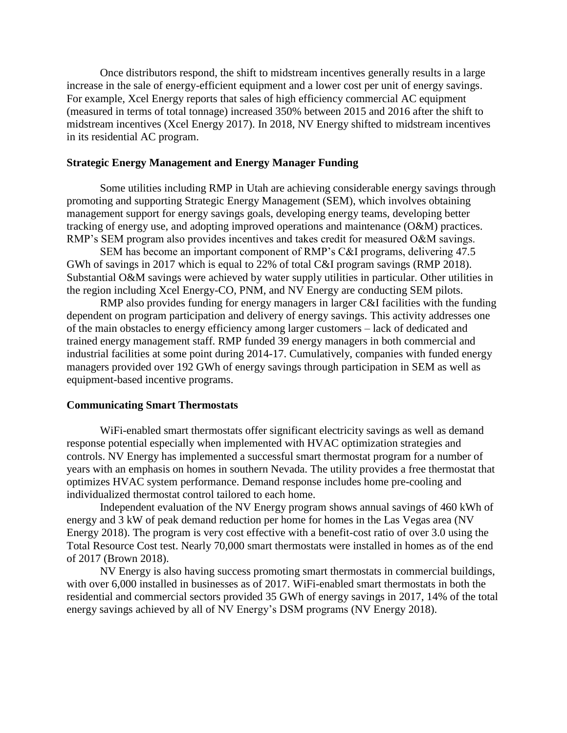Once distributors respond, the shift to midstream incentives generally results in a large increase in the sale of energy-efficient equipment and a lower cost per unit of energy savings. For example, Xcel Energy reports that sales of high efficiency commercial AC equipment (measured in terms of total tonnage) increased 350% between 2015 and 2016 after the shift to midstream incentives (Xcel Energy 2017). In 2018, NV Energy shifted to midstream incentives in its residential AC program.

### Strategic Energy Management and Energy Manager Funding

Some utilities including RMP in Utah are achieving considerable energy savings through promoting and supporting Strategic Energy Management (SEM), which involves obtaining management support for energy savings goals, developing energy teams, developing better tracking of energy use, and adopting improved operations and maintenance (O&M) practices. RMP's SEM program also provides incentives and takes credit for measured O&M savings.

SEM has become an important component of RMP's C&I programs, delivering 47.5 GWh of savings in 2017 which is equal to 22% of total C&I program savings (RMP 2018). Substantial O&M savings were achieved by water supply utilities in particular. Other utilities in the region including Xcel Energy-CO, PNM, and NV Energy are conducting SEM pilots.

RMP also provides funding for energy managers in larger C&I facilities with the funding dependent on program participation and delivery of energy savings. This activity addresses one of the main obstacles to energy efficiency among larger customers – lack of dedicated and trained energy management staff. RMP funded 39 energy managers in both commercial and industrial facilities at some point during 2014-17. Cumulatively, companies with funded energy managers provided over 192 GWh of energy savings through participation in SEM as well as equipment-based incentive programs.

### Communicating Smart Thermostats

WiFi-enabled smart thermostats offer significant electricity savings as well as demand response potential especially when implemented with HVAC optimization strategies and controls. NV Energy has implemented a successful smart thermostat program for a number of years with an emphasis on homes in southern Nevada. The utility provides a free thermostat that optimizes HVAC system performance. Demand response includes home pre-cooling and individualized thermostat control tailored to each home.

Independent evaluation of the NV Energy program shows annual savings of 460 kWh of energy and 3 kW of peak demand reduction per home for homes in the Las Vegas area (NV Energy 2018). The program is very cost effective with a benefit-cost ratio of over 3.0 using the Total Resource Cost test. Nearly 70,000 smart thermostats were installed in homes as of the end of 2017 (Brown 2018).

NV Energy is also having success promoting smart thermostats in commercial buildings, with over 6,000 installed in businesses as of 2017. WiFi-enabled smart thermostats in both the residential and commercial sectors provided 35 GWh of energy savings in 2017, 14% of the total energy savings achieved by all of NV Energy's DSM programs (NV Energy 2018).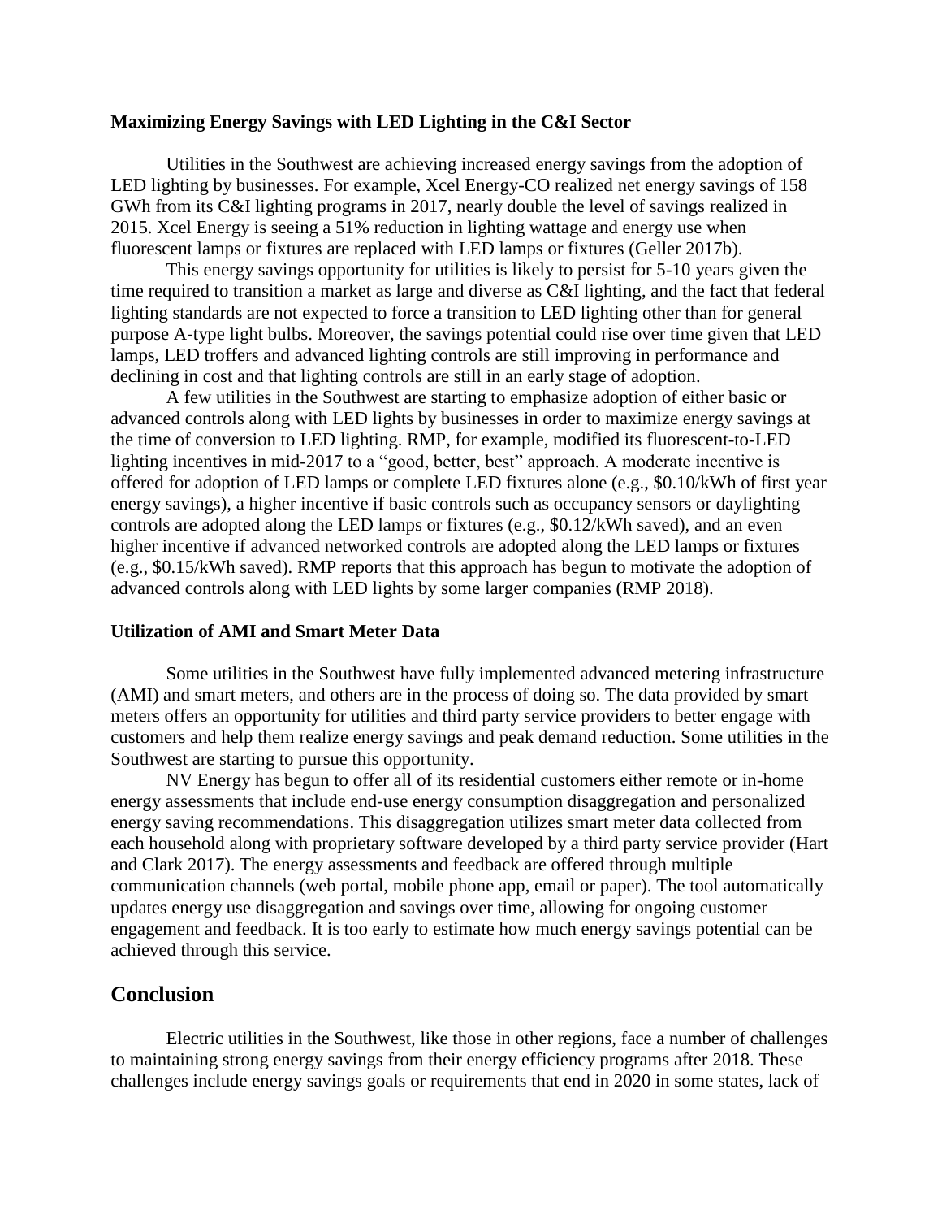**Maximizing Energy Savings with LED Lighting in the C&I Sector**

Utilities in the Southwest are achieving increased energy savings from the adoption of LED lighting by businesses. For example, Xcel Energy-CO realized net energy savings of 158 GWh from its C&I lighting programs in 2017, nearly double the level of savings realized in 2015. Xcel Energy is seeing a 51% reduction in lighting wattage and energy use when fluorescent lamps or fixtures are replaced with LED lamps or fixtures (Geller 2017b).

This energy savings opportunity for utilities is likely to persist for 5-10 years given the time required to transition a market as large and diverse as C&I lighting, and the fact that federal lighting standards are not expected to force a transition to LED lighting other than for general purpose A-type light bulbs. Moreover, the savings potential could rise over time given that LED lamps, LED troffers and advanced lighting controls are still improving in performance and declining in cost and that lighting controls are still in an early stage of adoption.

A few utilities in the Southwest are starting to emphasize adoption of either basic or advanced controls along with LED lights by businesses in order to maximize energy savings at the time of conversion to LED lighting. RMP, for example, modified its fluorescent-to-LED lighting incentives in mid-2017 to a "good, better, best" approach. A moderate incentive is offered for adoption of LED lamps or complete LED fixtures alone (e.g., $0.10/kWh of first year energy savings), a higher incentive if basic controls such as occupancy sensors or daylighting controls are adopted along the LED lamps or fixtures (e.g., $0.12/kWh saved), and an even higher incentive if advanced networked controls are adopted along the LED lamps or fixtures (e.g., $0.15/kWh saved). RMP reports that this approach has begun to motivate the adoption of advanced controls along with LED lights by some larger companies (RMP 2018).

**Utilization of AMI and Smart Meter Data**

Some utilities in the Southwest have fully implemented advanced metering infrastructure (AMI) and smart meters, and others are in the process of doing so. The data provided by smart meters offers an opportunity for utilities and third party service providers to better engage with customers and help them realize energy savings and peak demand reduction. Some utilities in the Southwest are starting to pursue this opportunity.

NV Energy has begun to offer all of its residential customers either remote or in-home energy assessments that include end-use energy consumption disaggregation and personalized energy saving recommendations. This disaggregation utilizes smart meter data collected from each household along with proprietary software developed by a third party service provider (Hart and Clark 2017). The energy assessments and feedback are offered through multiple communication channels (web portal, mobile phone app, email or paper). The tool automatically updates energy use disaggregation and savings over time, allowing for ongoing customer engagement and feedback. It is too early to estimate how much energy savings potential can be achieved through this service.

## Conclusion

Electric utilities in the Southwest, like those in other regions, face a number of challenges to maintaining strong energy savings from their energy efficiency programs after 2018. These challenges include energy savings goals or requirements that end in 2020 in some states, lack of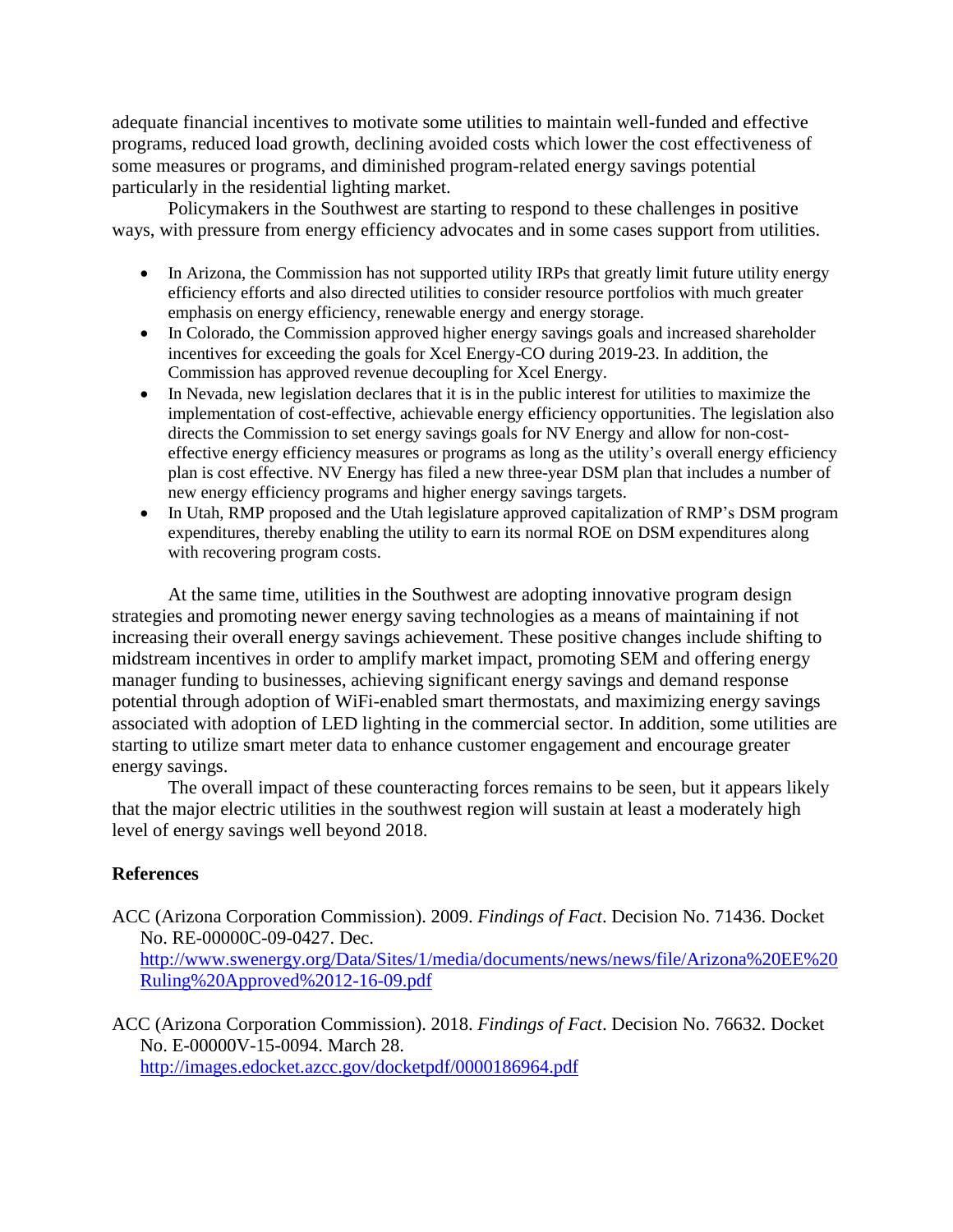adequate financial incentives to motivate some utilities to maintain well-funded and effective programs, reduced load growth, declining avoided costs which lower the cost effectiveness of some measures or programs, and diminished program-related energy savings potential particularly in the residential lighting market.

Policymakers in the Southwest are starting to respond to these challenges in positive ways, with pressure from energy efficiency advocates and in some cases support from utilities.

- In Arizona, the Commission has not supported utility IRPs that greatly limit future utility energy efficiency efforts and also directed utilities to consider resource portfolios with much greater emphasis on energy efficiency, renewable energy and energy storage.
- In Colorado, the Commission approved higher energy savings goals and increased shareholder incentives for exceeding the goals for Xcel Energy-CO during 2019-23. In addition, the Commission has approved revenue decoupling for Xcel Energy.
- In Nevada, new legislation declares that it is in the public interest for utilities to maximize the implementation of cost-effective, achievable energy efficiency opportunities. The legislation also directs the Commission to set energy savings goals for NV Energy and allow for non-cost-effective energy efficiency measures or programs as long as the utility's overall energy efficiency plan is cost effective. NV Energy has filed a new three-year DSM plan that includes a number of new energy efficiency programs and higher energy savings targets.
- In Utah, RMP proposed and the Utah legislature approved capitalization of RMP's DSM program expenditures, thereby enabling the utility to earn its normal ROE on DSM expenditures along with recovering program costs.

At the same time, utilities in the Southwest are adopting innovative program design strategies and promoting newer energy saving technologies as a means of maintaining if not increasing their overall energy savings achievement. These positive changes include shifting to midstream incentives in order to amplify market impact, promoting SEM and offering energy manager funding to businesses, achieving significant energy savings and demand response potential through adoption of WiFi-enabled smart thermostats, and maximizing energy savings associated with adoption of LED lighting in the commercial sector. In addition, some utilities are starting to utilize smart meter data to enhance customer engagement and encourage greater energy savings.

The overall impact of these counteracting forces remains to be seen, but it appears likely that the major electric utilities in the southwest region will sustain at least a moderately high level of energy savings well beyond 2018.

## References

ACC (Arizona Corporation Commission). 2009. *Findings of Fact*. Decision No. 71436. Docket No. RE-00000C-09-0427. Dec. http://www.swenergy.org/Data/Sites/1/media/documents/news/news/file/Arizona%20EE%20Ruling%20Approved%2012-16-09.pdf

ACC (Arizona Corporation Commission). 2018. *Findings of Fact*. Decision No. 76632. Docket No. E-00000V-15-0094. March 28. http://images.edocket.azcc.gov/docketpdf/0000186964.pdf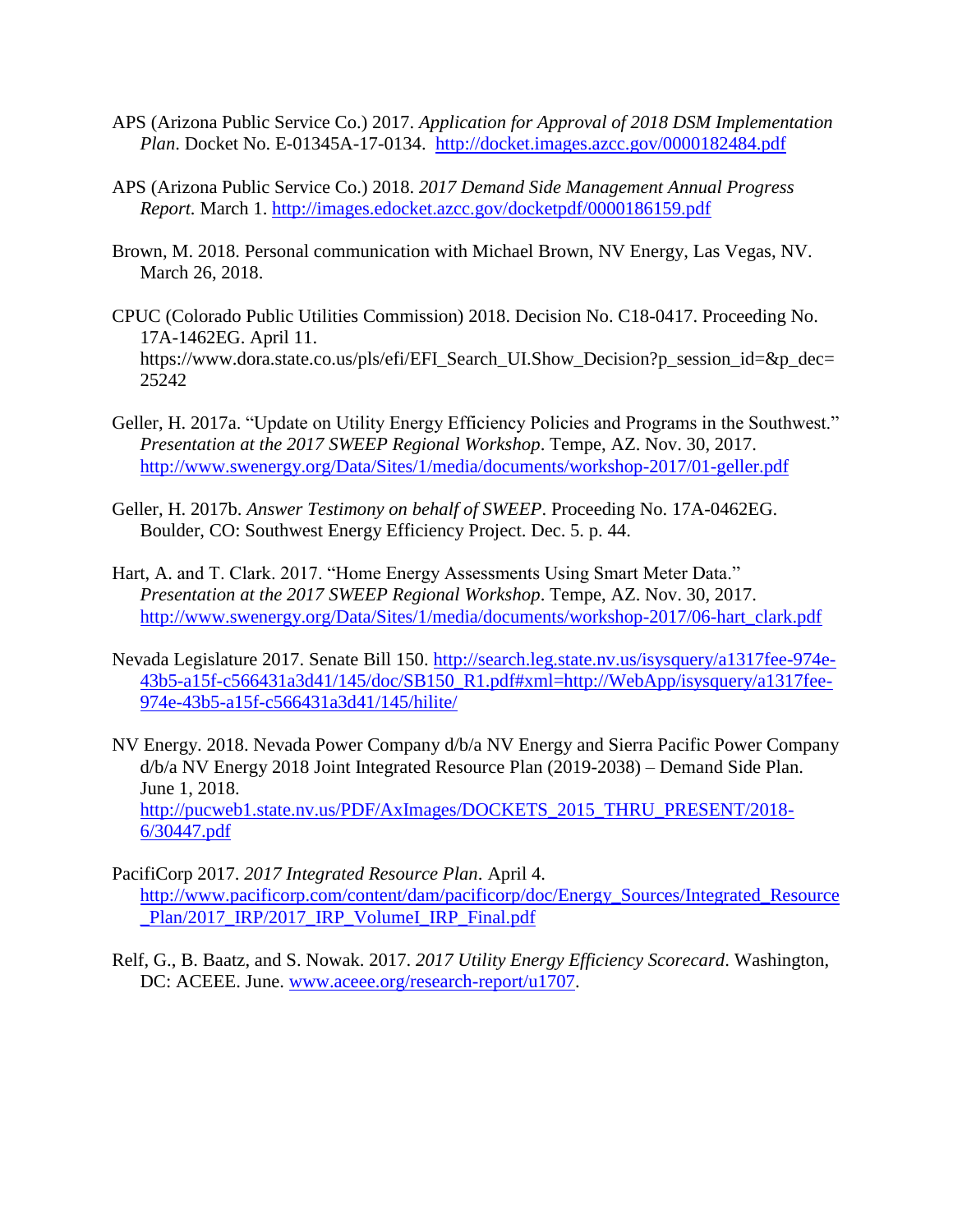APS (Arizona Public Service Co.) 2017. *Application for Approval of 2018 DSM Implementation Plan*. Docket No. E-01345A-17-0134. http://docket.images.azcc.gov/0000182484.pdf

APS (Arizona Public Service Co.) 2018. *2017 Demand Side Management Annual Progress Report.* March 1. http://images.edocket.azcc.gov/docketpdf/0000186159.pdf

Brown, M. 2018. Personal communication with Michael Brown, NV Energy, Las Vegas, NV. March 26, 2018.

CPUC (Colorado Public Utilities Commission) 2018. Decision No. C18-0417. Proceeding No. 17A-1462EG. April 11. https://www.dora.state.co.us/pls/efi/EFI_Search_UI.Show_Decision?p_session_id=&p_dec=25242

Geller, H. 2017a. "Update on Utility Energy Efficiency Policies and Programs in the Southwest." *Presentation at the 2017 SWEEP Regional Workshop*. Tempe, AZ. Nov. 30, 2017. http://www.swenergy.org/Data/Sites/1/media/documents/workshop-2017/01-geller.pdf

Geller, H. 2017b. *Answer Testimony on behalf of SWEEP*. Proceeding No. 17A-0462EG. Boulder, CO: Southwest Energy Efficiency Project. Dec. 5. p. 44.

Hart, A. and T. Clark. 2017. "Home Energy Assessments Using Smart Meter Data." *Presentation at the 2017 SWEEP Regional Workshop*. Tempe, AZ. Nov. 30, 2017. http://www.swenergy.org/Data/Sites/1/media/documents/workshop-2017/06-hart_clark.pdf

Nevada Legislature 2017. Senate Bill 150. http://search.leg.state.nv.us/isysquery/a1317fee-974e-43b5-a15f-c566431a3d41/145/doc/SB150_R1.pdf#xml=http://WebApp/isysquery/a1317fee-974e-43b5-a15f-c566431a3d41/145/hilite/

NV Energy. 2018. Nevada Power Company d/b/a NV Energy and Sierra Pacific Power Company d/b/a NV Energy 2018 Joint Integrated Resource Plan (2019-2038) – Demand Side Plan. June 1, 2018. http://pucweb1.state.nv.us/PDF/AxImages/DOCKETS_2015_THRU_PRESENT/2018-6/30447.pdf

PacifiCorp 2017. *2017 Integrated Resource Plan*. April 4. http://www.pacificorp.com/content/dam/pacificorp/doc/Energy_Sources/Integrated_Resource_Plan/2017_IRP/2017_IRP_VolumeI_IRP_Final.pdf

Relf, G., B. Baatz, and S. Nowak. 2017. *2017 Utility Energy Efficiency Scorecard*. Washington, DC: ACEEE. June. www.aceee.org/research-report/u1707.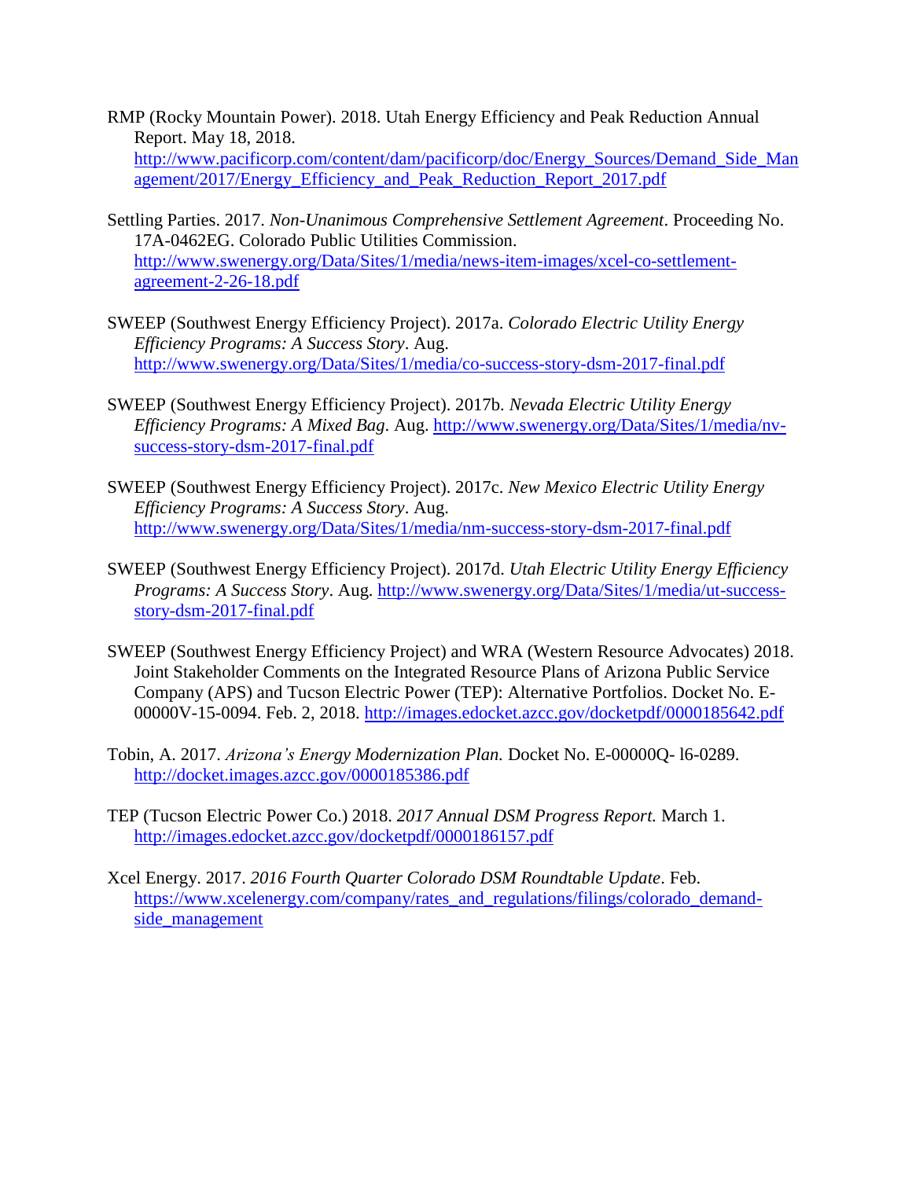RMP (Rocky Mountain Power). 2018. Utah Energy Efficiency and Peak Reduction Annual Report. May 18, 2018. http://www.pacificorp.com/content/dam/pacificorp/doc/Energy_Sources/Demand_Side_Management/2017/Energy_Efficiency_and_Peak_Reduction_Report_2017.pdf

Settling Parties. 2017. *Non-Unanimous Comprehensive Settlement Agreement*. Proceeding No. 17A-0462EG. Colorado Public Utilities Commission. http://www.swenergy.org/Data/Sites/1/media/news-item-images/xcel-co-settlement-agreement-2-26-18.pdf

SWEEP (Southwest Energy Efficiency Project). 2017a. *Colorado Electric Utility Energy Efficiency Programs: A Success Story*. Aug. http://www.swenergy.org/Data/Sites/1/media/co-success-story-dsm-2017-final.pdf

SWEEP (Southwest Energy Efficiency Project). 2017b. *Nevada Electric Utility Energy Efficiency Programs: A Mixed Bag*. Aug. http://www.swenergy.org/Data/Sites/1/media/nv-success-story-dsm-2017-final.pdf

SWEEP (Southwest Energy Efficiency Project). 2017c. *New Mexico Electric Utility Energy Efficiency Programs: A Success Story*. Aug. http://www.swenergy.org/Data/Sites/1/media/nm-success-story-dsm-2017-final.pdf

SWEEP (Southwest Energy Efficiency Project). 2017d. *Utah Electric Utility Energy Efficiency Programs: A Success Story*. Aug. http://www.swenergy.org/Data/Sites/1/media/ut-success-story-dsm-2017-final.pdf

SWEEP (Southwest Energy Efficiency Project) and WRA (Western Resource Advocates) 2018. Joint Stakeholder Comments on the Integrated Resource Plans of Arizona Public Service Company (APS) and Tucson Electric Power (TEP): Alternative Portfolios. Docket No. E-00000V-15-0094. Feb. 2, 2018. http://images.edocket.azcc.gov/docketpdf/0000185642.pdf

Tobin, A. 2017. *Arizona's Energy Modernization Plan.* Docket No. E-00000Q- l6-0289. http://docket.images.azcc.gov/0000185386.pdf

TEP (Tucson Electric Power Co.) 2018. *2017 Annual DSM Progress Report.* March 1. http://images.edocket.azcc.gov/docketpdf/0000186157.pdf

Xcel Energy. 2017. *2016 Fourth Quarter Colorado DSM Roundtable Update*. Feb. https://www.xcelenergy.com/company/rates_and_regulations/filings/colorado_demand-side_management